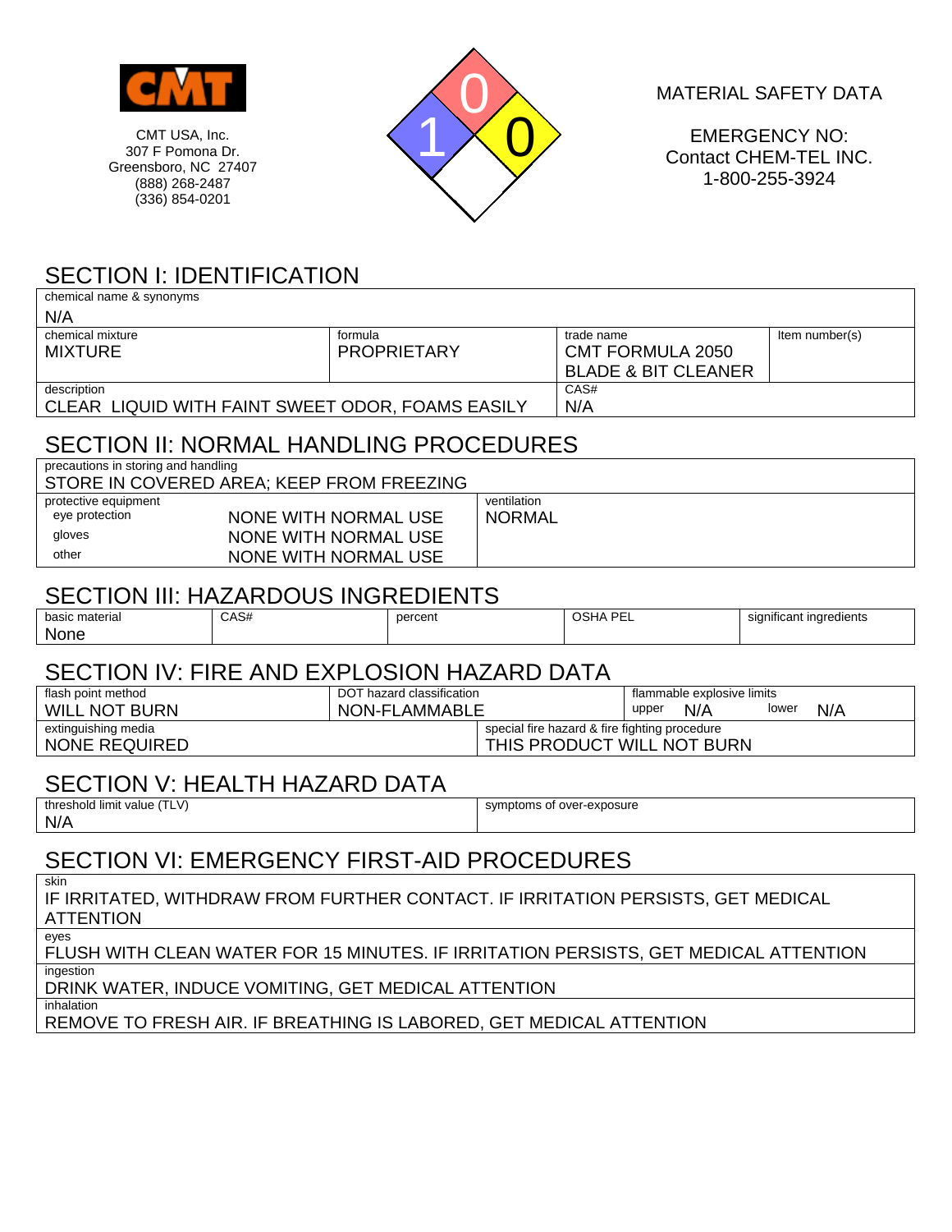CMT

CMT USA, Inc.
307 F Pomona Dr.
Greensboro, NC 27407
(888) 268-2487
(336) 854-0201

0
1 0

MATERIAL SAFETY DATA

EMERGENCY NO:
Contact CHEM-TEL INC.
1-800-255-3924

## SECTION I: IDENTIFICATION

| chemical name & synonyms | | | |
|---|---|---|---|
| N/A | | | |
| **chemical mixture** | **formula** | **trade name** | **Item number(s)** |
| MIXTURE | PROPRIETARY | CMT FORMULA 2050 BLADE & BIT CLEANER | |
| **description** | | **CAS#** | |
| CLEAR LIQUID WITH FAINT SWEET ODOR, FOAMS EASILY | | N/A | |

## SECTION II: NORMAL HANDLING PROCEDURES

| precautions in storing and handling | | |
|---|---|---|
| STORE IN COVERED AREA; KEEP FROM FREEZING | | |
| **protective equipment** | | **ventilation** |
| eye protection | NONE WITH NORMAL USE | NORMAL |
| gloves | NONE WITH NORMAL USE | |
| other | NONE WITH NORMAL USE | |

## SECTION III: HAZARDOUS INGREDIENTS

| basic material | CAS# | percent | OSHA PEL | significant ingredients |
|---|---|---|---|---|
| None | | | | |

## SECTION IV: FIRE AND EXPLOSION HAZARD DATA

| flash point method | DOT hazard classification | flammable explosive limits |
|---|---|---|
| WILL NOT BURN | NON-FLAMMABLE | upper N/A lower N/A |
| **extinguishing media** | **special fire hazard & fire fighting procedure** | |
| NONE REQUIRED | THIS PRODUCT WILL NOT BURN | |

## SECTION V: HEALTH HAZARD DATA

| threshold limit value (TLV) | symptoms of over-exposure |
|---|---|
| N/A | |

## SECTION VI: EMERGENCY FIRST-AID PROCEDURES

| skin |
|---|
| IF IRRITATED, WITHDRAW FROM FURTHER CONTACT. IF IRRITATION PERSISTS, GET MEDICAL ATTENTION |
| **eyes** |
| FLUSH WITH CLEAN WATER FOR 15 MINUTES. IF IRRITATION PERSISTS, GET MEDICAL ATTENTION |
| **ingestion** |
| DRINK WATER, INDUCE VOMITING, GET MEDICAL ATTENTION |
| **inhalation** |
| REMOVE TO FRESH AIR. IF BREATHING IS LABORED, GET MEDICAL ATTENTION |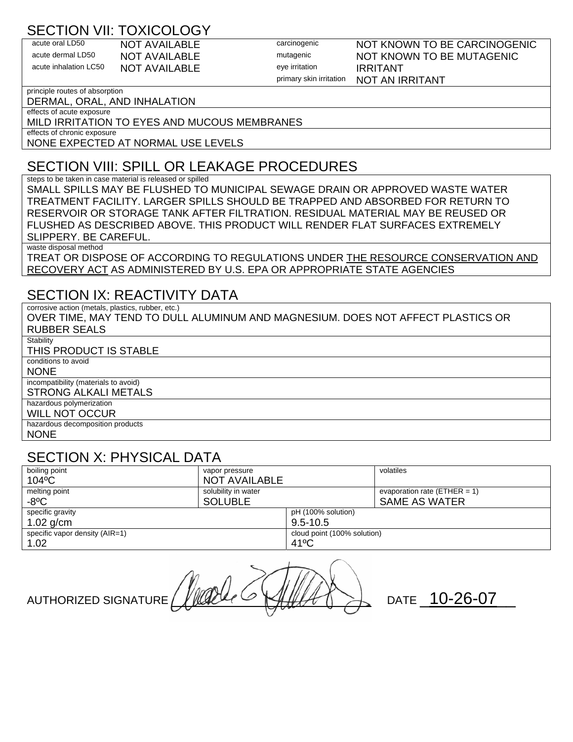## SECTION VII: TOXICOLOGY

| | | | |
|---|---|---|---|
| acute oral LD50 | NOT AVAILABLE | carcinogenic | NOT KNOWN TO BE CARCINOGENIC |
| acute dermal LD50 | NOT AVAILABLE | mutagenic | NOT KNOWN TO BE MUTAGENIC |
| acute inhalation LC50 | NOT AVAILABLE | eye irritation | IRRITANT |
| | | primary skin irritation | NOT AN IRRITANT |

principle routes of absorption
DERMAL, ORAL, AND INHALATION

effects of acute exposure
MILD IRRITATION TO EYES AND MUCOUS MEMBRANES

effects of chronic exposure
NONE EXPECTED AT NORMAL USE LEVELS

## SECTION VIII: SPILL OR LEAKAGE PROCEDURES

steps to be taken in case material is released or spilled
SMALL SPILLS MAY BE FLUSHED TO MUNICIPAL SEWAGE DRAIN OR APPROVED WASTE WATER TREATMENT FACILITY. LARGER SPILLS SHOULD BE TRAPPED AND ABSORBED FOR RETURN TO RESERVOIR OR STORAGE TANK AFTER FILTRATION. RESIDUAL MATERIAL MAY BE REUSED OR FLUSHED AS DESCRIBED ABOVE. THIS PRODUCT WILL RENDER FLAT SURFACES EXTREMELY SLIPPERY. BE CAREFUL.

waste disposal method
TREAT OR DISPOSE OF ACCORDING TO REGULATIONS UNDER THE RESOURCE CONSERVATION AND RECOVERY ACT AS ADMINISTERED BY U.S. EPA OR APPROPRIATE STATE AGENCIES

## SECTION IX: REACTIVITY DATA

corrosive action (metals, plastics, rubber, etc.)
OVER TIME, MAY TEND TO DULL ALUMINUM AND MAGNESIUM. DOES NOT AFFECT PLASTICS OR RUBBER SEALS

Stability
THIS PRODUCT IS STABLE

conditions to avoid
NONE

incompatibility (materials to avoid)
STRONG ALKALI METALS

hazardous polymerization
WILL NOT OCCUR

hazardous decomposition products
NONE

## SECTION X: PHYSICAL DATA

| | | |
|---|---|---|
| boiling point 104ºC | vapor pressure NOT AVAILABLE | volatiles |
| melting point -8ºC | solubility in water SOLUBLE | evaporation rate (ETHER = 1) SAME AS WATER |
| specific gravity 1.02 g/cm | pH (100% solution) 9.5-10.5 | |
| specific vapor density (AIR=1) 1.02 | cloud point (100% solution) 41ºC | |

AUTHORIZED SIGNATURE ____________ DATE 10-26-07